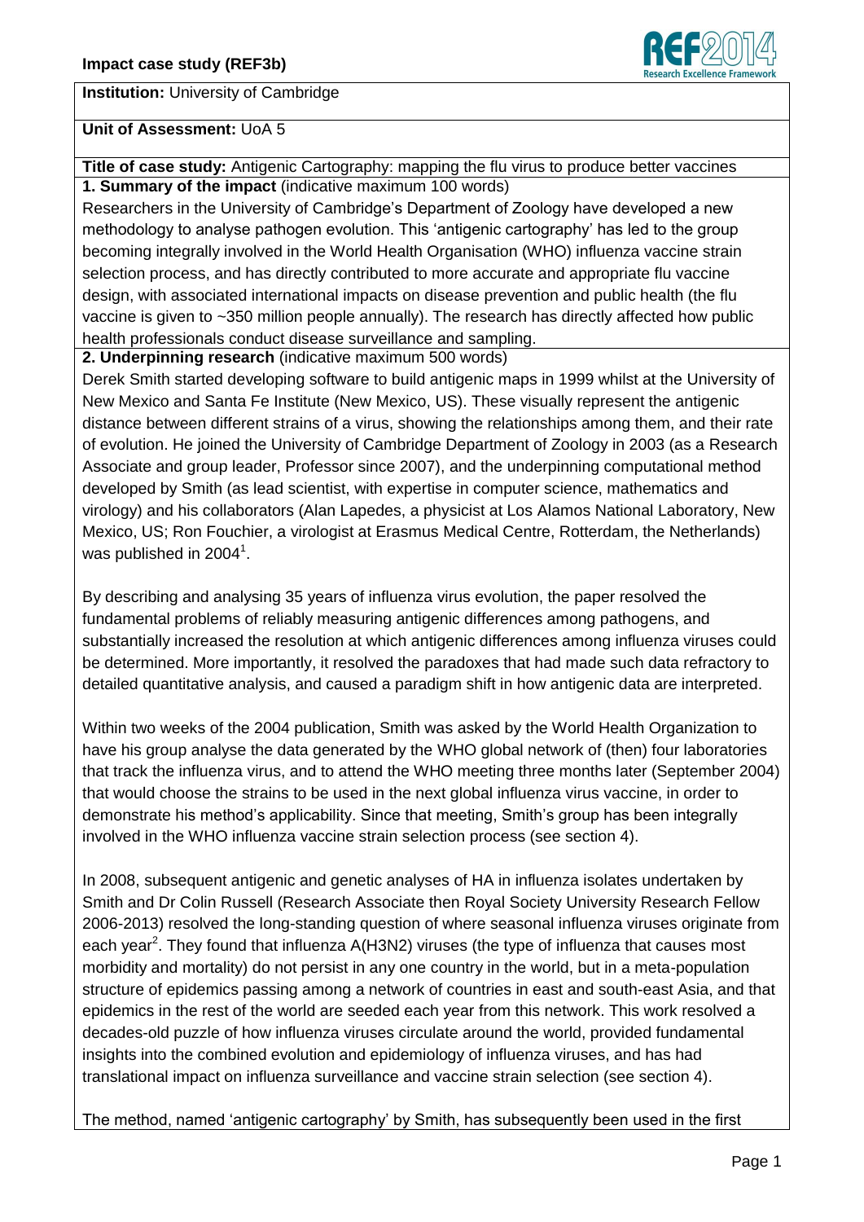**Institution:** University of Cambridge

**Unit of Assessment:** UoA 5

**Title of case study:** Antigenic Cartography: mapping the flu virus to produce better vaccines

**1. Summary of the impact** (indicative maximum 100 words)

Researchers in the University of Cambridge's Department of Zoology have developed a new methodology to analyse pathogen evolution. This 'antigenic cartography' has led to the group becoming integrally involved in the World Health Organisation (WHO) influenza vaccine strain selection process, and has directly contributed to more accurate and appropriate flu vaccine design, with associated international impacts on disease prevention and public health (the flu vaccine is given to ~350 million people annually). The research has directly affected how public health professionals conduct disease surveillance and sampling.

**2. Underpinning research** (indicative maximum 500 words)

Derek Smith started developing software to build antigenic maps in 1999 whilst at the University of New Mexico and Santa Fe Institute (New Mexico, US). These visually represent the antigenic distance between different strains of a virus, showing the relationships among them, and their rate of evolution. He joined the University of Cambridge Department of Zoology in 2003 (as a Research Associate and group leader, Professor since 2007), and the underpinning computational method developed by Smith (as lead scientist, with expertise in computer science, mathematics and virology) and his collaborators (Alan Lapedes, a physicist at Los Alamos National Laboratory, New Mexico, US; Ron Fouchier, a virologist at Erasmus Medical Centre, Rotterdam, the Netherlands) was published in 2004[1].

By describing and analysing 35 years of influenza virus evolution, the paper resolved the fundamental problems of reliably measuring antigenic differences among pathogens, and substantially increased the resolution at which antigenic differences among influenza viruses could be determined. More importantly, it resolved the paradoxes that had made such data refractory to detailed quantitative analysis, and caused a paradigm shift in how antigenic data are interpreted.

Within two weeks of the 2004 publication, Smith was asked by the World Health Organization to have his group analyse the data generated by the WHO global network of (then) four laboratories that track the influenza virus, and to attend the WHO meeting three months later (September 2004) that would choose the strains to be used in the next global influenza virus vaccine, in order to demonstrate his method's applicability. Since that meeting, Smith's group has been integrally involved in the WHO influenza vaccine strain selection process (see section 4).

In 2008, subsequent antigenic and genetic analyses of HA in influenza isolates undertaken by Smith and Dr Colin Russell (Research Associate then Royal Society University Research Fellow 2006-2013) resolved the long-standing question of where seasonal influenza viruses originate from each year[2]. They found that influenza A(H3N2) viruses (the type of influenza that causes most morbidity and mortality) do not persist in any one country in the world, but in a meta-population structure of epidemics passing among a network of countries in east and south-east Asia, and that epidemics in the rest of the world are seeded each year from this network. This work resolved a decades-old puzzle of how influenza viruses circulate around the world, provided fundamental insights into the combined evolution and epidemiology of influenza viruses, and has had translational impact on influenza surveillance and vaccine strain selection (see section 4).

The method, named 'antigenic cartography' by Smith, has subsequently been used in the first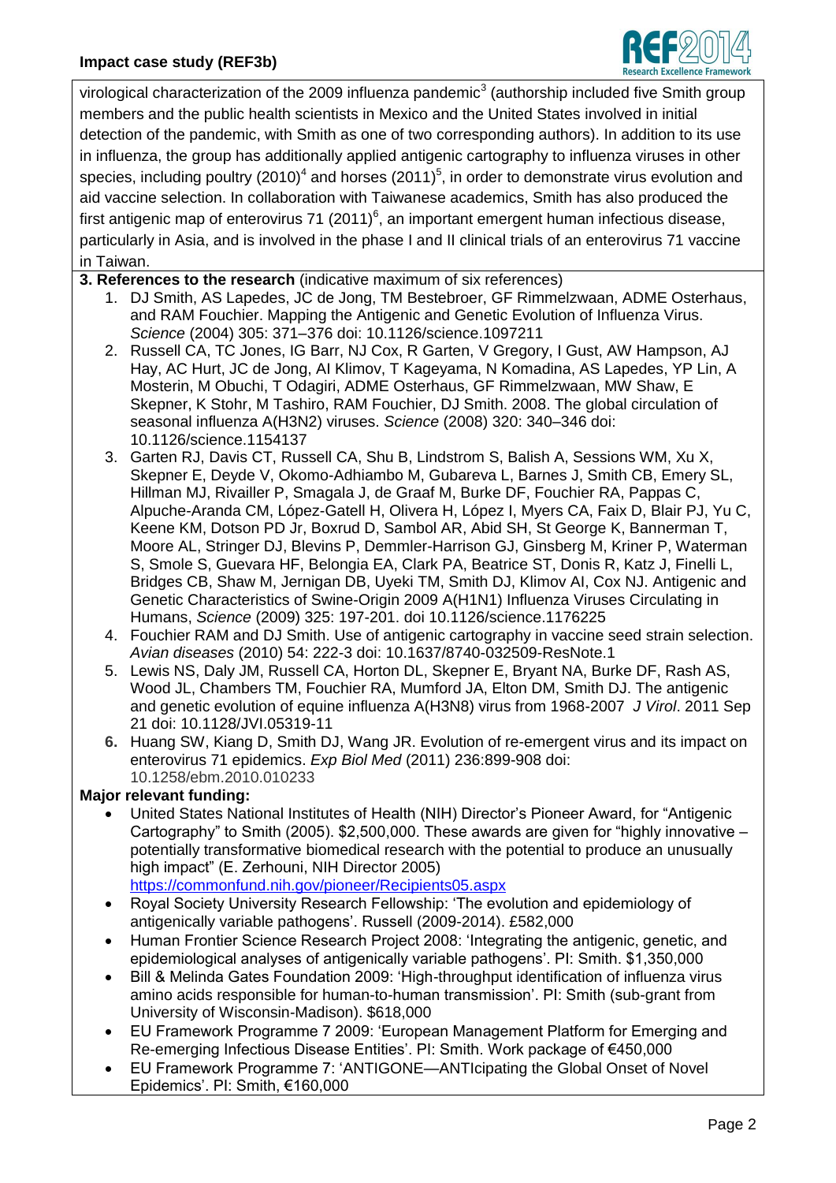virological characterization of the 2009 influenza pandemic[3] (authorship included five Smith group members and the public health scientists in Mexico and the United States involved in initial detection of the pandemic, with Smith as one of two corresponding authors). In addition to its use in influenza, the group has additionally applied antigenic cartography to influenza viruses in other species, including poultry (2010)[4] and horses (2011)[5], in order to demonstrate virus evolution and aid vaccine selection. In collaboration with Taiwanese academics, Smith has also produced the first antigenic map of enterovirus 71 (2011)[6], an important emergent human infectious disease, particularly in Asia, and is involved in the phase I and II clinical trials of an enterovirus 71 vaccine in Taiwan.

**3. References to the research** (indicative maximum of six references)

1. DJ Smith, AS Lapedes, JC de Jong, TM Bestebroer, GF Rimmelzwaan, ADME Osterhaus, and RAM Fouchier. Mapping the Antigenic and Genetic Evolution of Influenza Virus. *Science* (2004) 305: 371–376 doi: 10.1126/science.1097211
2. Russell CA, TC Jones, IG Barr, NJ Cox, R Garten, V Gregory, I Gust, AW Hampson, AJ Hay, AC Hurt, JC de Jong, AI Klimov, T Kageyama, N Komadina, AS Lapedes, YP Lin, A Mosterin, M Obuchi, T Odagiri, ADME Osterhaus, GF Rimmelzwaan, MW Shaw, E Skepner, K Stohr, M Tashiro, RAM Fouchier, DJ Smith. 2008. The global circulation of seasonal influenza A(H3N2) viruses. *Science* (2008) 320: 340–346 doi: 10.1126/science.1154137
3. Garten RJ, Davis CT, Russell CA, Shu B, Lindstrom S, Balish A, Sessions WM, Xu X, Skepner E, Deyde V, Okomo-Adhiambo M, Gubareva L, Barnes J, Smith CB, Emery SL, Hillman MJ, Rivailler P, Smagala J, de Graaf M, Burke DF, Fouchier RA, Pappas C, Alpuche-Aranda CM, López-Gatell H, Olivera H, López I, Myers CA, Faix D, Blair PJ, Yu C, Keene KM, Dotson PD Jr, Boxrud D, Sambol AR, Abid SH, St George K, Bannerman T, Moore AL, Stringer DJ, Blevins P, Demmler-Harrison GJ, Ginsberg M, Kriner P, Waterman S, Smole S, Guevara HF, Belongia EA, Clark PA, Beatrice ST, Donis R, Katz J, Finelli L, Bridges CB, Shaw M, Jernigan DB, Uyeki TM, Smith DJ, Klimov AI, Cox NJ. Antigenic and Genetic Characteristics of Swine-Origin 2009 A(H1N1) Influenza Viruses Circulating in Humans, *Science* (2009) 325: 197-201. doi 10.1126/science.1176225
4. Fouchier RAM and DJ Smith. Use of antigenic cartography in vaccine seed strain selection. *Avian diseases* (2010) 54: 222-3 doi: 10.1637/8740-032509-ResNote.1
5. Lewis NS, Daly JM, Russell CA, Horton DL, Skepner E, Bryant NA, Burke DF, Rash AS, Wood JL, Chambers TM, Fouchier RA, Mumford JA, Elton DM, Smith DJ. The antigenic and genetic evolution of equine influenza A(H3N8) virus from 1968-2007 *J Virol*. 2011 Sep 21 doi: 10.1128/JVI.05319-11
6. Huang SW, Kiang D, Smith DJ, Wang JR. Evolution of re-emergent virus and its impact on enterovirus 71 epidemics. *Exp Biol Med* (2011) 236:899-908 doi: 10.1258/ebm.2010.010233

**Major relevant funding:**

- United States National Institutes of Health (NIH) Director's Pioneer Award, for "Antigenic Cartography" to Smith (2005). $2,500,000. These awards are given for "highly innovative – potentially transformative biomedical research with the potential to produce an unusually high impact" (E. Zerhouni, NIH Director 2005) https://commonfund.nih.gov/pioneer/Recipients05.aspx
- Royal Society University Research Fellowship: 'The evolution and epidemiology of antigenically variable pathogens'. Russell (2009-2014). £582,000
- Human Frontier Science Research Project 2008: 'Integrating the antigenic, genetic, and epidemiological analyses of antigenically variable pathogens'. PI: Smith. $1,350,000
- Bill & Melinda Gates Foundation 2009: 'High-throughput identification of influenza virus amino acids responsible for human-to-human transmission'. PI: Smith (sub-grant from University of Wisconsin-Madison). $618,000
- EU Framework Programme 7 2009: 'European Management Platform for Emerging and Re-emerging Infectious Disease Entities'. PI: Smith. Work package of €450,000
- EU Framework Programme 7: 'ANTIGONE—ANTIcipating the Global Onset of Novel Epidemics'. PI: Smith, €160,000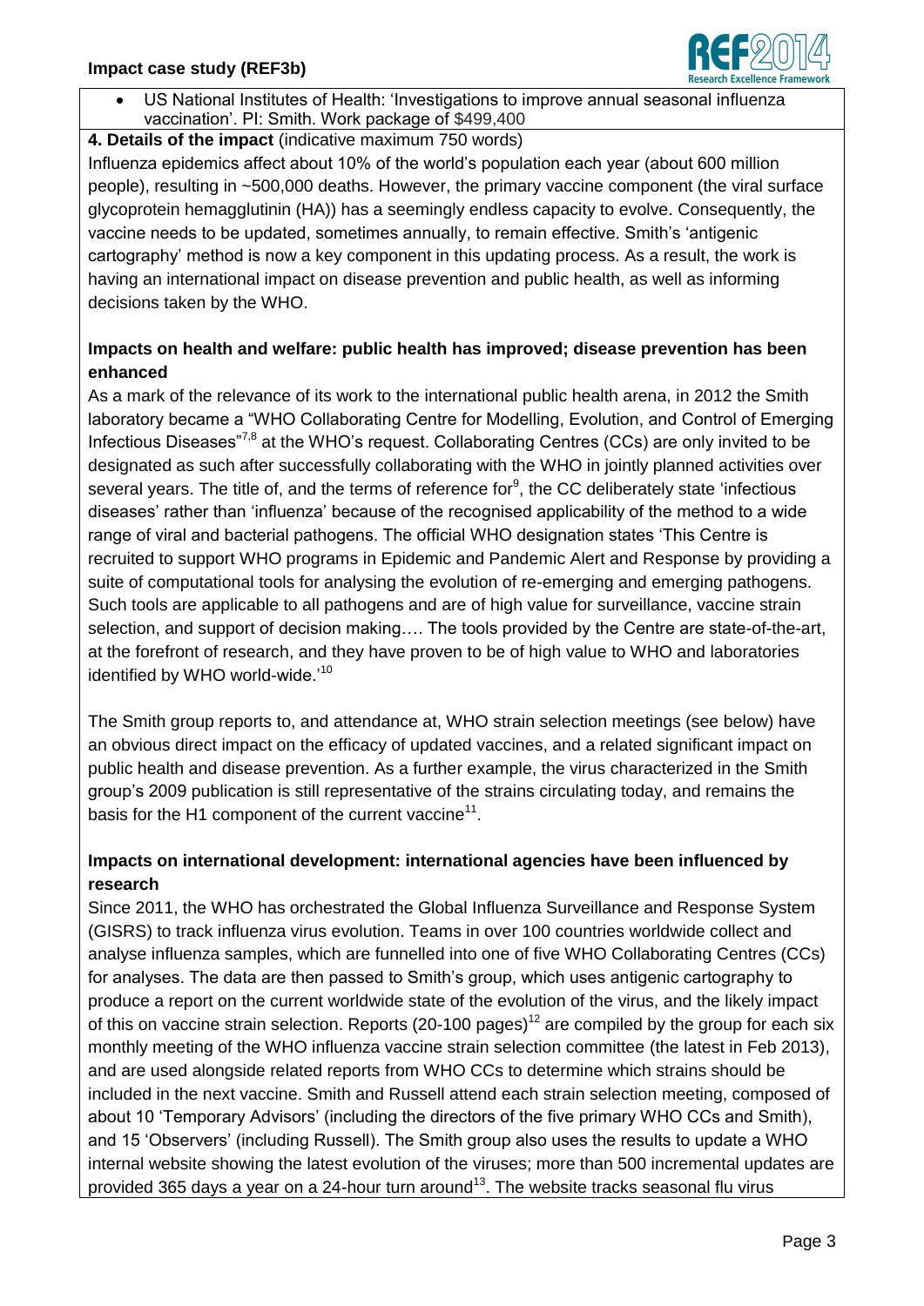- US National Institutes of Health: 'Investigations to improve annual seasonal influenza vaccination'. PI: Smith. Work package of $499,400

**4. Details of the impact** (indicative maximum 750 words)

Influenza epidemics affect about 10% of the world's population each year (about 600 million people), resulting in ~500,000 deaths. However, the primary vaccine component (the viral surface glycoprotein hemagglutinin (HA)) has a seemingly endless capacity to evolve. Consequently, the vaccine needs to be updated, sometimes annually, to remain effective. Smith's 'antigenic cartography' method is now a key component in this updating process. As a result, the work is having an international impact on disease prevention and public health, as well as informing decisions taken by the WHO.

**Impacts on health and welfare: public health has improved; disease prevention has been enhanced**

As a mark of the relevance of its work to the international public health arena, in 2012 the Smith laboratory became a "WHO Collaborating Centre for Modelling, Evolution, and Control of Emerging Infectious Diseases"[7,8] at the WHO's request. Collaborating Centres (CCs) are only invited to be designated as such after successfully collaborating with the WHO in jointly planned activities over several years. The title of, and the terms of reference for[9], the CC deliberately state 'infectious diseases' rather than 'influenza' because of the recognised applicability of the method to a wide range of viral and bacterial pathogens. The official WHO designation states 'This Centre is recruited to support WHO programs in Epidemic and Pandemic Alert and Response by providing a suite of computational tools for analysing the evolution of re-emerging and emerging pathogens. Such tools are applicable to all pathogens and are of high value for surveillance, vaccine strain selection, and support of decision making…. The tools provided by the Centre are state-of-the-art, at the forefront of research, and they have proven to be of high value to WHO and laboratories identified by WHO world-wide.'[10]

The Smith group reports to, and attendance at, WHO strain selection meetings (see below) have an obvious direct impact on the efficacy of updated vaccines, and a related significant impact on public health and disease prevention. As a further example, the virus characterized in the Smith group's 2009 publication is still representative of the strains circulating today, and remains the basis for the H1 component of the current vaccine[11].

**Impacts on international development: international agencies have been influenced by research**

Since 2011, the WHO has orchestrated the Global Influenza Surveillance and Response System (GISRS) to track influenza virus evolution. Teams in over 100 countries worldwide collect and analyse influenza samples, which are funnelled into one of five WHO Collaborating Centres (CCs) for analyses. The data are then passed to Smith's group, which uses antigenic cartography to produce a report on the current worldwide state of the evolution of the virus, and the likely impact of this on vaccine strain selection. Reports (20-100 pages)[12] are compiled by the group for each six monthly meeting of the WHO influenza vaccine strain selection committee (the latest in Feb 2013), and are used alongside related reports from WHO CCs to determine which strains should be included in the next vaccine. Smith and Russell attend each strain selection meeting, composed of about 10 'Temporary Advisors' (including the directors of the five primary WHO CCs and Smith), and 15 'Observers' (including Russell). The Smith group also uses the results to update a WHO internal website showing the latest evolution of the viruses; more than 500 incremental updates are provided 365 days a year on a 24-hour turn around[13]. The website tracks seasonal flu virus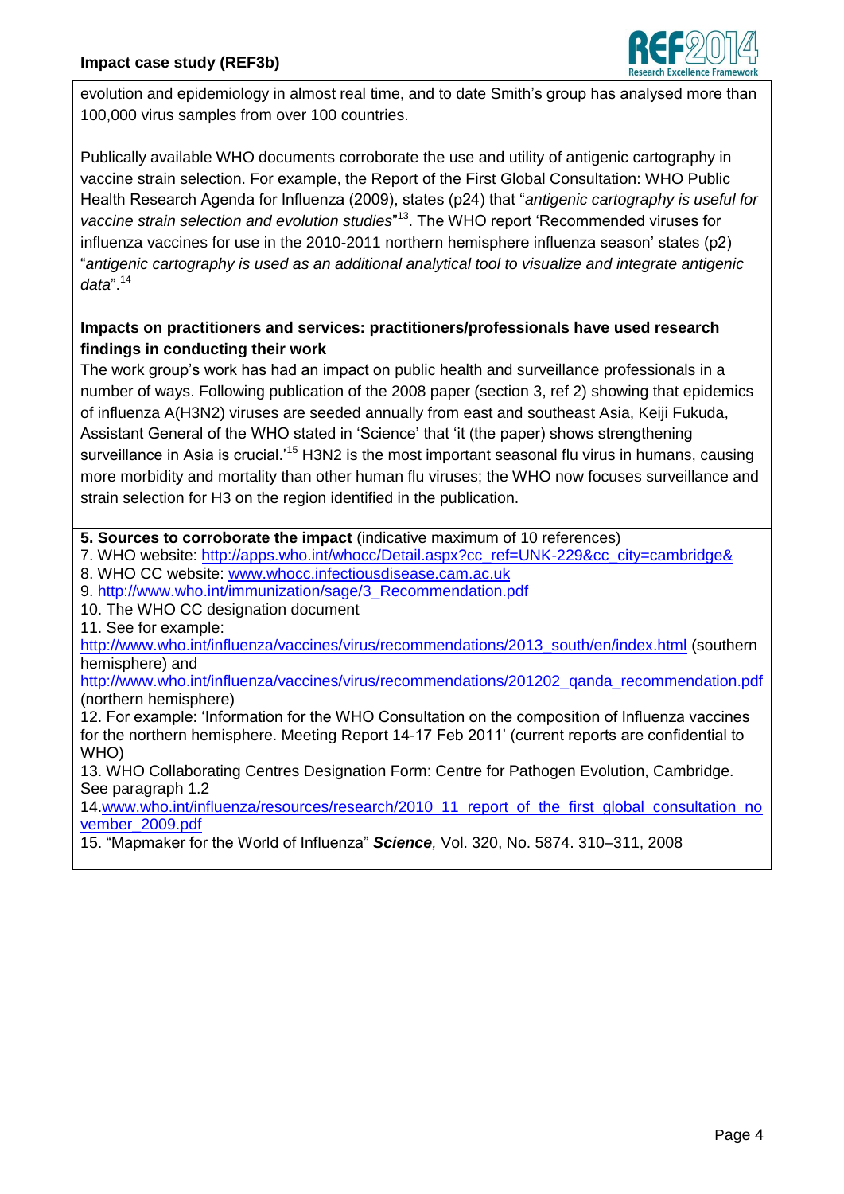evolution and epidemiology in almost real time, and to date Smith's group has analysed more than 100,000 virus samples from over 100 countries.

Publically available WHO documents corroborate the use and utility of antigenic cartography in vaccine strain selection. For example, the Report of the First Global Consultation: WHO Public Health Research Agenda for Influenza (2009), states (p24) that "*antigenic cartography is useful for vaccine strain selection and evolution studies*"[13]. The WHO report 'Recommended viruses for influenza vaccines for use in the 2010-2011 northern hemisphere influenza season' states (p2) "*antigenic cartography is used as an additional analytical tool to visualize and integrate antigenic data*".[14]

**Impacts on practitioners and services: practitioners/professionals have used research findings in conducting their work**

The work group's work has had an impact on public health and surveillance professionals in a number of ways. Following publication of the 2008 paper (section 3, ref 2) showing that epidemics of influenza A(H3N2) viruses are seeded annually from east and southeast Asia, Keiji Fukuda, Assistant General of the WHO stated in 'Science' that 'it (the paper) shows strengthening surveillance in Asia is crucial.'[15] H3N2 is the most important seasonal flu virus in humans, causing more morbidity and mortality than other human flu viruses; the WHO now focuses surveillance and strain selection for H3 on the region identified in the publication.

**5. Sources to corroborate the impact** (indicative maximum of 10 references)

7. WHO website: http://apps.who.int/whocc/Detail.aspx?cc_ref=UNK-229&cc_city=cambridge&
8. WHO CC website: www.whocc.infectiousdisease.cam.ac.uk
9. http://www.who.int/immunization/sage/3_Recommendation.pdf
10. The WHO CC designation document
11. See for example: http://www.who.int/influenza/vaccines/virus/recommendations/2013_south/en/index.html (southern hemisphere) and http://www.who.int/influenza/vaccines/virus/recommendations/201202_qanda_recommendation.pdf (northern hemisphere)
12. For example: 'Information for the WHO Consultation on the composition of Influenza vaccines for the northern hemisphere. Meeting Report 14-17 Feb 2011' (current reports are confidential to WHO)
13. WHO Collaborating Centres Designation Form: Centre for Pathogen Evolution, Cambridge. See paragraph 1.2
14. www.who.int/influenza/resources/research/2010_11_report_of_the_first_global_consultation_november_2009.pdf
15. "Mapmaker for the World of Influenza" ***Science***, Vol. 320, No. 5874. 310–311, 2008